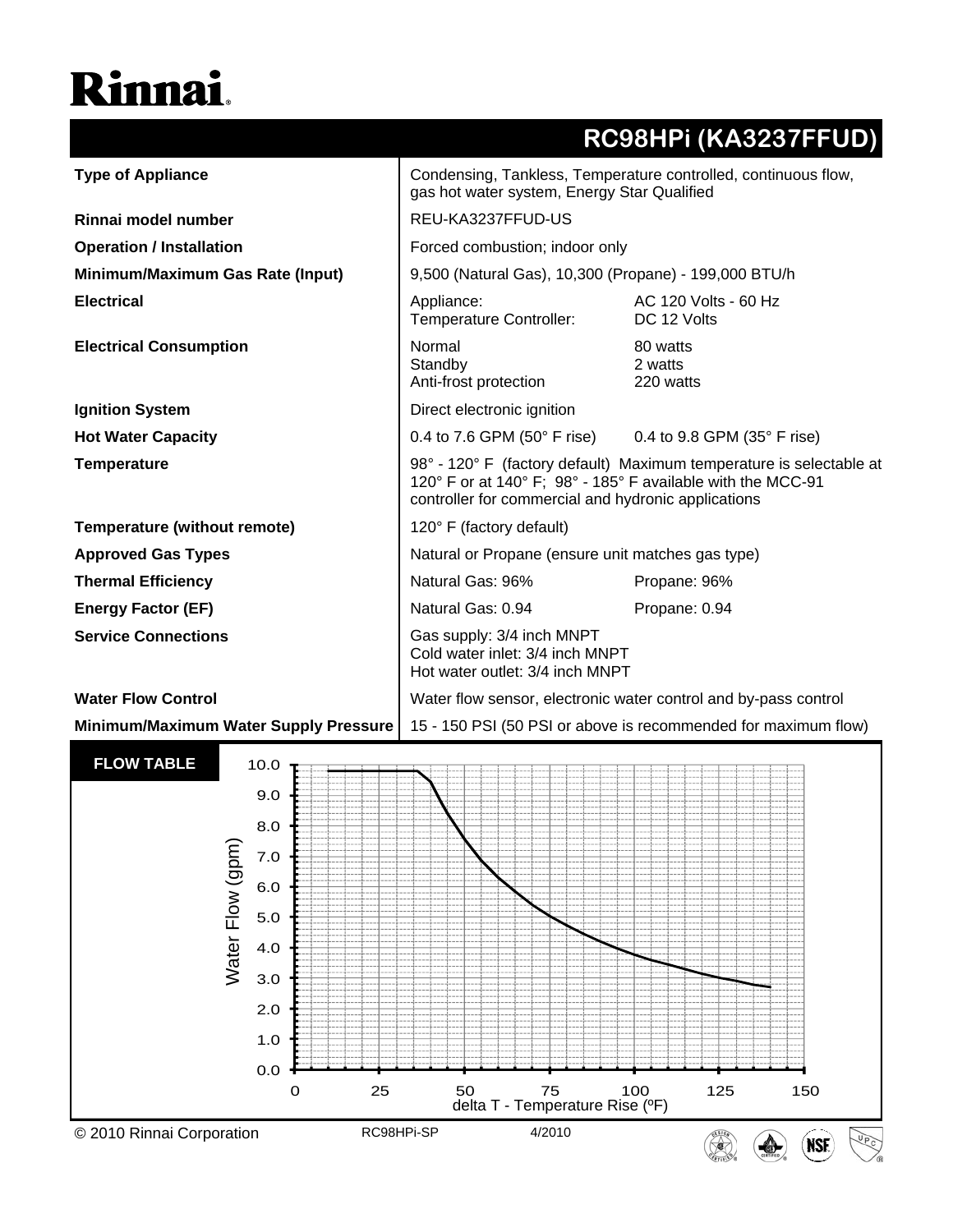# Rinnai

## RC98HPi (KA3237FFUD)

| | |
|---|---|
| **Type of Appliance** | Condensing, Tankless, Temperature controlled, continuous flow, gas hot water system, Energy Star Qualified |
| **Rinnai model number** | REU-KA3237FFUD-US |
| **Operation / Installation** | Forced combustion; indoor only |
| **Minimum/Maximum Gas Rate (Input)** | 9,500 (Natural Gas), 10,300 (Propane) - 199,000 BTU/h |
| **Electrical** | Appliance: AC 120 Volts - 60 Hz<br>Temperature Controller: DC 12 Volts |
| **Electrical Consumption** | Normal: 80 watts<br>Standby: 2 watts<br>Anti-frost protection: 220 watts |
| **Ignition System** | Direct electronic ignition |
| **Hot Water Capacity** | 0.4 to 7.6 GPM (50° F rise) 0.4 to 9.8 GPM (35° F rise) |
| **Temperature** | 98° - 120° F (factory default) Maximum temperature is selectable at 120° F or at 140° F; 98° - 185° F available with the MCC-91 controller for commercial and hydronic applications |
| **Temperature (without remote)** | 120° F (factory default) |
| **Approved Gas Types** | Natural or Propane (ensure unit matches gas type) |
| **Thermal Efficiency** | Natural Gas: 96% Propane: 96% |
| **Energy Factor (EF)** | Natural Gas: 0.94 Propane: 0.94 |
| **Service Connections** | Gas supply: 3/4 inch MNPT<br>Cold water inlet: 3/4 inch MNPT<br>Hot water outlet: 3/4 inch MNPT |
| **Water Flow Control** | Water flow sensor, electronic water control and by-pass control |
| **Minimum/Maximum Water Supply Pressure** | 15 - 150 PSI (50 PSI or above is recommended for maximum flow) |

**FLOW TABLE**

Water Flow (gpm) vs. delta T - Temperature Rise (ºF)

© 2010 Rinnai Corporation RC98HPi-SP 4/2010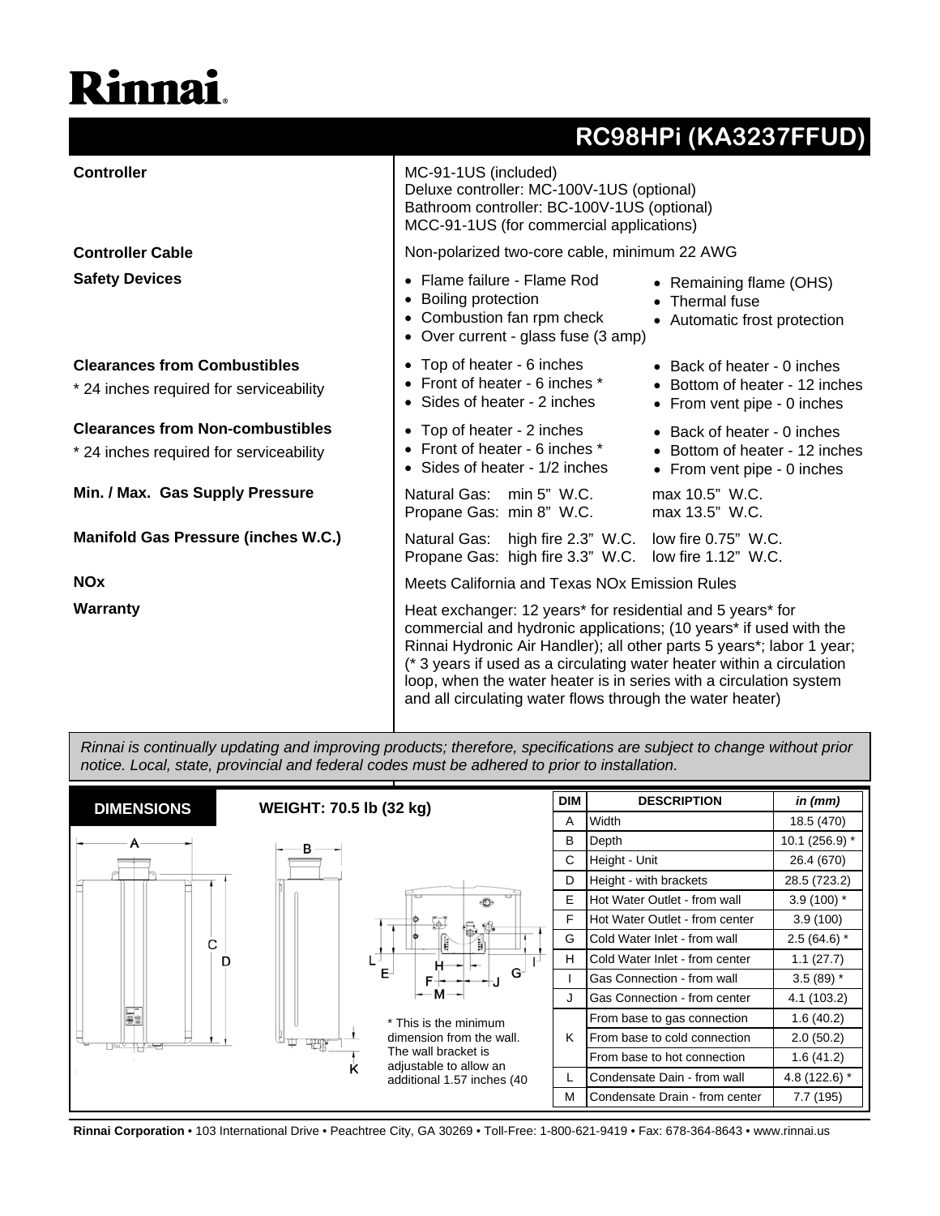# Rinnai

## RC98HPi (KA3237FFUD)

| | |
|---|---|
| **Controller** | MC-91-1US (included)<br>Deluxe controller: MC-100V-1US (optional)<br>Bathroom controller: BC-100V-1US (optional)<br>MCC-91-1US (for commercial applications) |
| **Controller Cable** | Non-polarized two-core cable, minimum 22 AWG |
| **Safety Devices** | • Flame failure - Flame Rod<br>• Boiling protection<br>• Combustion fan rpm check<br>• Over current - glass fuse (3 amp)<br>• Remaining flame (OHS)<br>• Thermal fuse<br>• Automatic frost protection |
| **Clearances from Combustibles**<br>* 24 inches required for serviceability | • Top of heater - 6 inches<br>• Front of heater - 6 inches *<br>• Sides of heater - 2 inches<br>• Back of heater - 0 inches<br>• Bottom of heater - 12 inches<br>• From vent pipe - 0 inches |
| **Clearances from Non-combustibles**<br>* 24 inches required for serviceability | • Top of heater - 2 inches<br>• Front of heater - 6 inches *<br>• Sides of heater - 1/2 inches<br>• Back of heater - 0 inches<br>• Bottom of heater - 12 inches<br>• From vent pipe - 0 inches |
| **Min. / Max. Gas Supply Pressure** | Natural Gas: min 5" W.C. max 10.5" W.C.<br>Propane Gas: min 8" W.C. max 13.5" W.C. |
| **Manifold Gas Pressure (inches W.C.)** | Natural Gas: high fire 2.3" W.C. low fire 0.75" W.C.<br>Propane Gas: high fire 3.3" W.C. low fire 1.12" W.C. |
| **NOx** | Meets California and Texas NOx Emission Rules |
| **Warranty** | Heat exchanger: 12 years* for residential and 5 years* for commercial and hydronic applications; (10 years* if used with the Rinnai Hydronic Air Handler); all other parts 5 years*; labor 1 year; (* 3 years if used as a circulating water heater within a circulation loop, when the water heater is in series with a circulation system and all circulating water flows through the water heater) |

*Rinnai is continually updating and improving products; therefore, specifications are subject to change without prior notice. Local, state, provincial and federal codes must be adhered to prior to installation.*

**DIMENSIONS** **WEIGHT: 70.5 lb (32 kg)**

A B C D E F G H I J K L M

* This is the minimum dimension from the wall. The wall bracket is adjustable to allow an additional 1.57 inches (40

| DIM | DESCRIPTION | in (mm) |
|---|---|---|
| A | Width | 18.5 (470) |
| B | Depth | 10.1 (256.9) * |
| C | Height - Unit | 26.4 (670) |
| D | Height - with brackets | 28.5 (723.2) |
| E | Hot Water Outlet - from wall | 3.9 (100) * |
| F | Hot Water Outlet - from center | 3.9 (100) |
| G | Cold Water Inlet - from wall | 2.5 (64.6) * |
| H | Cold Water Inlet - from center | 1.1 (27.7) |
| I | Gas Connection - from wall | 3.5 (89) * |
| J | Gas Connection - from center | 4.1 (103.2) |
| K | From base to gas connection | 1.6 (40.2) |
| | From base to cold connection | 2.0 (50.2) |
| | From base to hot connection | 1.6 (41.2) |
| L | Condensate Dain - from wall | 4.8 (122.6) * |
| M | Condensate Drain - from center | 7.7 (195) |

**Rinnai Corporation** • 103 International Drive • Peachtree City, GA 30269 • Toll-Free: 1-800-621-9419 • Fax: 678-364-8643 • www.rinnai.us